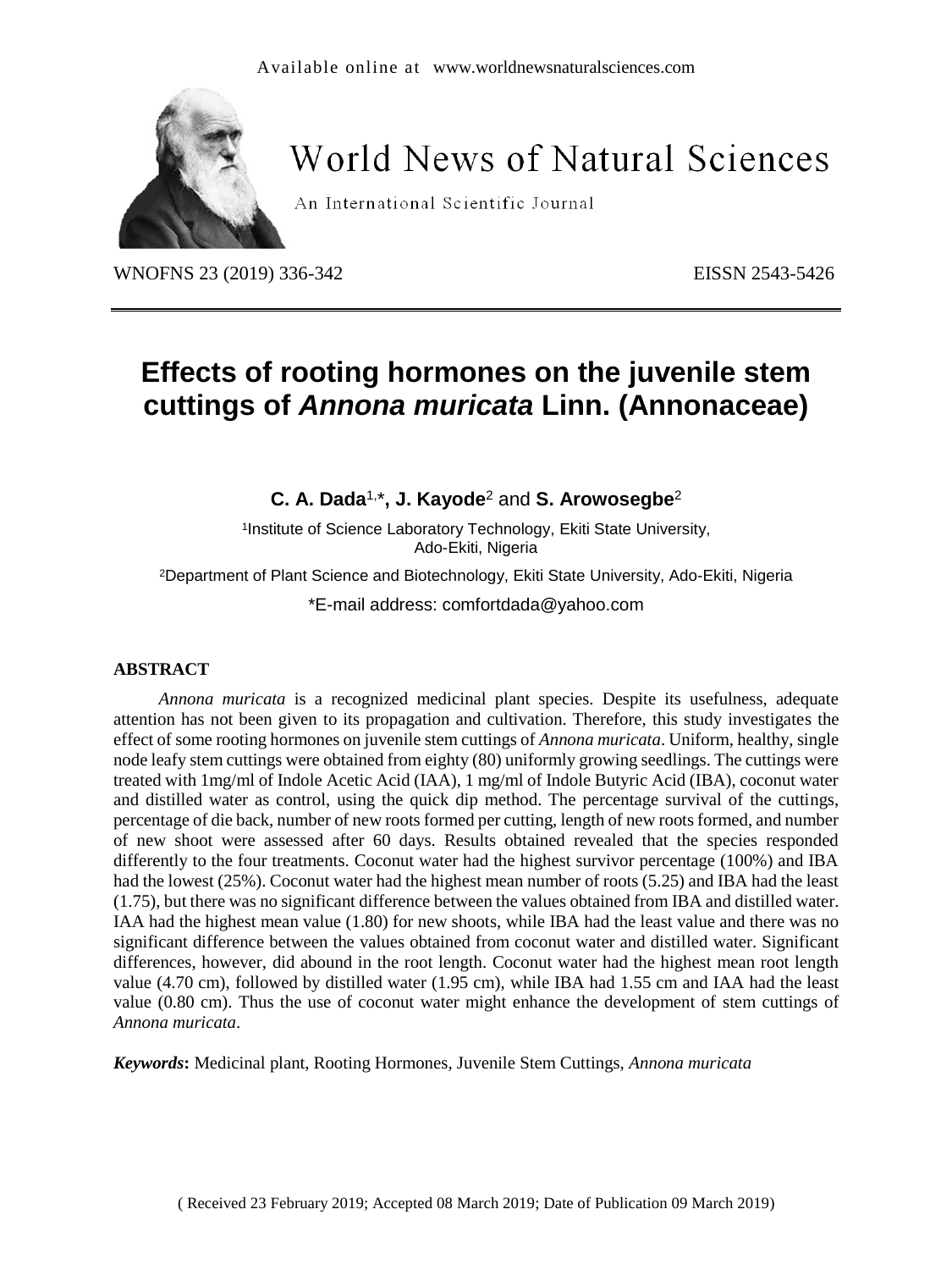# Effects of rooting hormones on the juvenile stem cuttings of *Annona muricata* Linn. (Annonaceae)

**C. A. Dada**[1,*], **J. Kayode**[2] and **S. Arowosegbe**[2]

[1]Institute of Science Laboratory Technology, Ekiti State University, Ado-Ekiti, Nigeria

[2]Department of Plant Science and Biotechnology, Ekiti State University, Ado-Ekiti, Nigeria

*E-mail address: comfortdada@yahoo.com

## ABSTRACT

*Annona muricata* is a recognized medicinal plant species. Despite its usefulness, adequate attention has not been given to its propagation and cultivation. Therefore, this study investigates the effect of some rooting hormones on juvenile stem cuttings of *Annona muricata*. Uniform, healthy, single node leafy stem cuttings were obtained from eighty (80) uniformly growing seedlings. The cuttings were treated with 1mg/ml of Indole Acetic Acid (IAA), 1 mg/ml of Indole Butyric Acid (IBA), coconut water and distilled water as control, using the quick dip method. The percentage survival of the cuttings, percentage of die back, number of new roots formed per cutting, length of new roots formed, and number of new shoot were assessed after 60 days. Results obtained revealed that the species responded differently to the four treatments. Coconut water had the highest survivor percentage (100%) and IBA had the lowest (25%). Coconut water had the highest mean number of roots (5.25) and IBA had the least (1.75), but there was no significant difference between the values obtained from IBA and distilled water. IAA had the highest mean value (1.80) for new shoots, while IBA had the least value and there was no significant difference between the values obtained from coconut water and distilled water. Significant differences, however, did abound in the root length. Coconut water had the highest mean root length value (4.70 cm), followed by distilled water (1.95 cm), while IBA had 1.55 cm and IAA had the least value (0.80 cm). Thus the use of coconut water might enhance the development of stem cuttings of *Annona muricata*.

***Keywords*:** Medicinal plant, Rooting Hormones, Juvenile Stem Cuttings, *Annona muricata*

( Received 23 February 2019; Accepted 08 March 2019; Date of Publication 09 March 2019)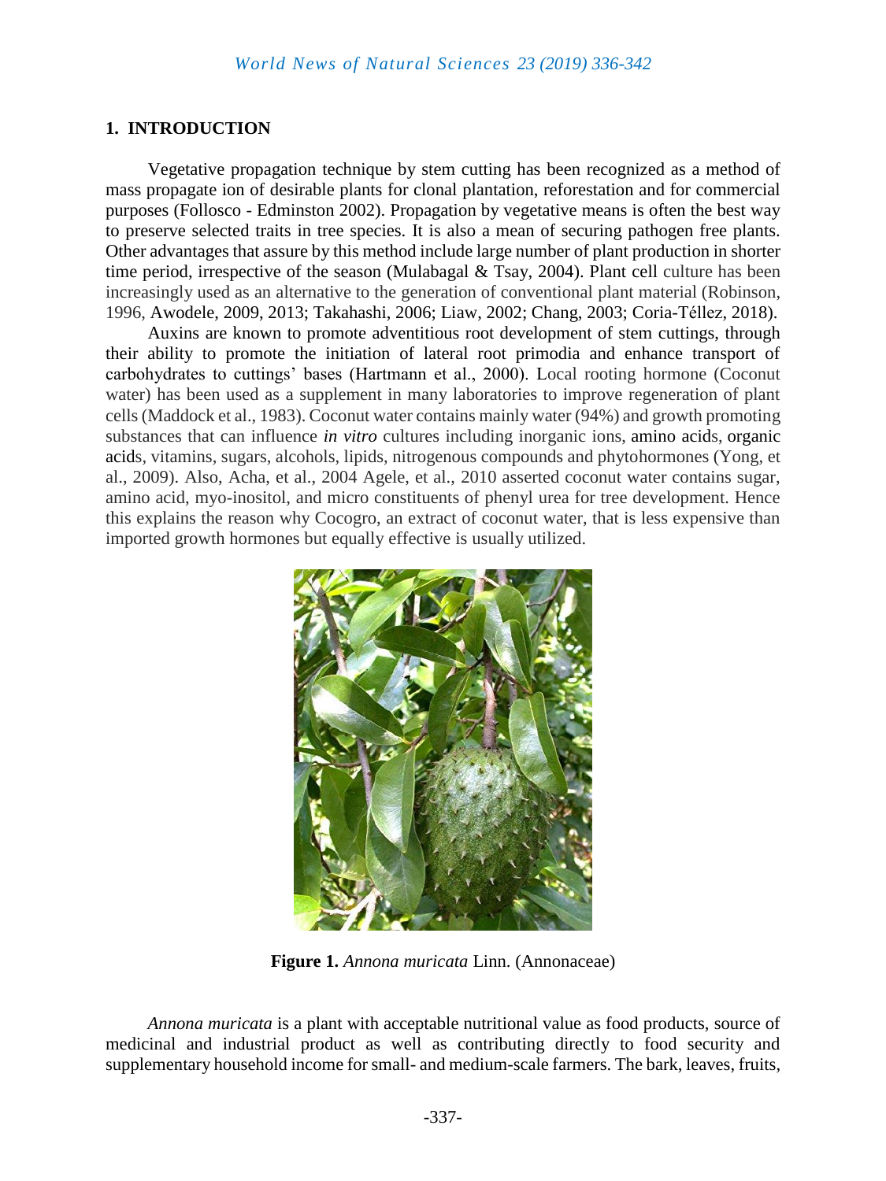## 1. INTRODUCTION

Vegetative propagation technique by stem cutting has been recognized as a method of mass propagate ion of desirable plants for clonal plantation, reforestation and for commercial purposes (Follosco - Edminston 2002). Propagation by vegetative means is often the best way to preserve selected traits in tree species. It is also a mean of securing pathogen free plants. Other advantages that assure by this method include large number of plant production in shorter time period, irrespective of the season (Mulabagal & Tsay, 2004). Plant cell culture has been increasingly used as an alternative to the generation of conventional plant material (Robinson, 1996, Awodele, 2009, 2013; Takahashi, 2006; Liaw, 2002; Chang, 2003; Coria-Téllez, 2018).

Auxins are known to promote adventitious root development of stem cuttings, through their ability to promote the initiation of lateral root primodia and enhance transport of carbohydrates to cuttings' bases (Hartmann et al., 2000). Local rooting hormone (Coconut water) has been used as a supplement in many laboratories to improve regeneration of plant cells (Maddock et al., 1983). Coconut water contains mainly water (94%) and growth promoting substances that can influence *in vitro* cultures including inorganic ions, amino acids, organic acids, vitamins, sugars, alcohols, lipids, nitrogenous compounds and phytohormones (Yong, et al., 2009). Also, Acha, et al., 2004 Agele, et al., 2010 asserted coconut water contains sugar, amino acid, myo-inositol, and micro constituents of phenyl urea for tree development. Hence this explains the reason why Cocogro, an extract of coconut water, that is less expensive than imported growth hormones but equally effective is usually utilized.

**Figure 1.** *Annona muricata* Linn. (Annonaceae)

*Annona muricata* is a plant with acceptable nutritional value as food products, source of medicinal and industrial product as well as contributing directly to food security and supplementary household income for small- and medium-scale farmers. The bark, leaves, fruits,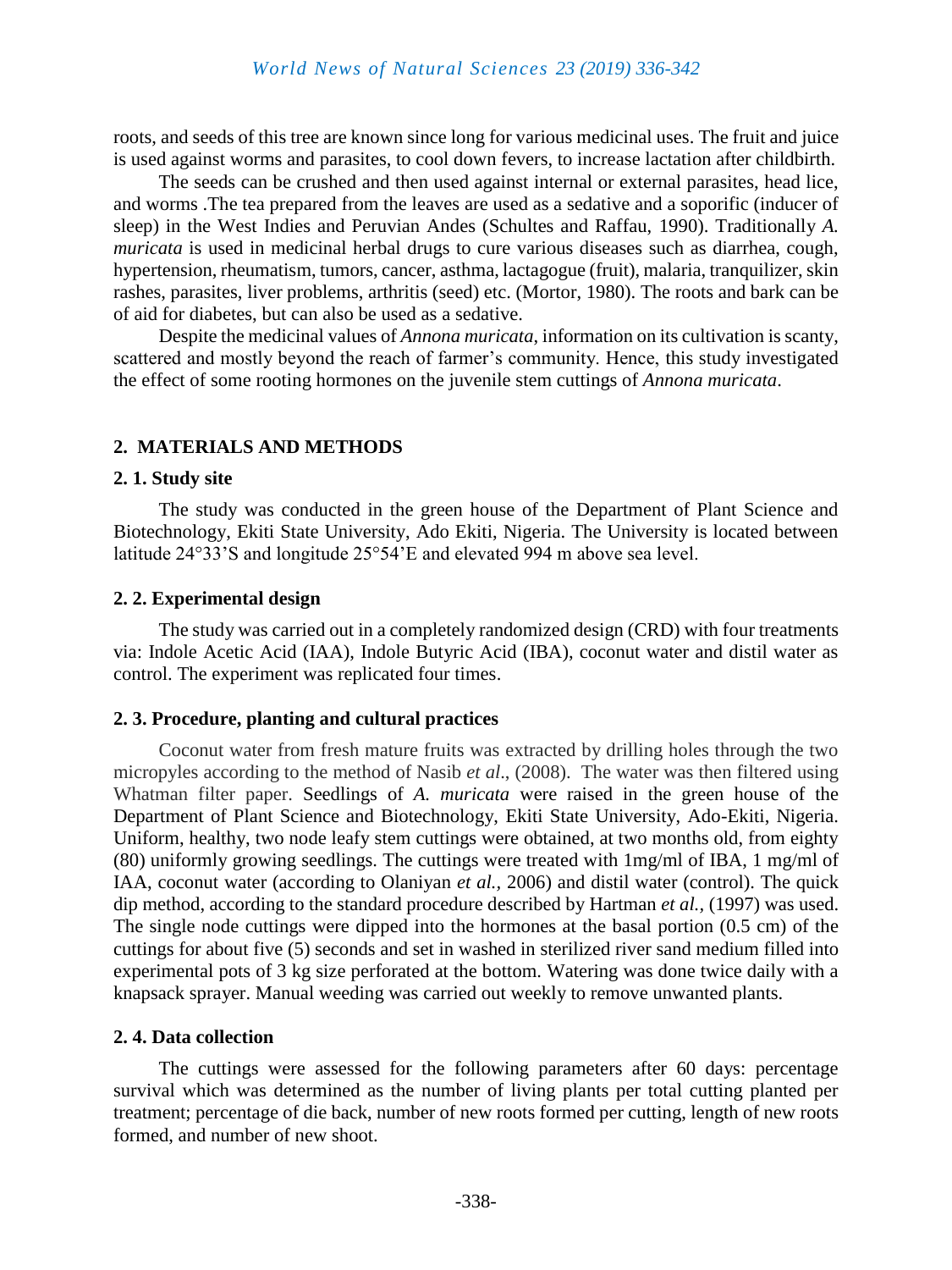roots, and seeds of this tree are known since long for various medicinal uses. The fruit and juice is used against worms and parasites, to cool down fevers, to increase lactation after childbirth.

The seeds can be crushed and then used against internal or external parasites, head lice, and worms .The tea prepared from the leaves are used as a sedative and a soporific (inducer of sleep) in the West Indies and Peruvian Andes (Schultes and Raffau, 1990). Traditionally *A. muricata* is used in medicinal herbal drugs to cure various diseases such as diarrhea, cough, hypertension, rheumatism, tumors, cancer, asthma, lactagogue (fruit), malaria, tranquilizer, skin rashes, parasites, liver problems, arthritis (seed) etc. (Mortor, 1980). The roots and bark can be of aid for diabetes, but can also be used as a sedative.

Despite the medicinal values of *Annona muricata*, information on its cultivation is scanty, scattered and mostly beyond the reach of farmer's community. Hence, this study investigated the effect of some rooting hormones on the juvenile stem cuttings of *Annona muricata*.

## 2. MATERIALS AND METHODS

### 2. 1. Study site

The study was conducted in the green house of the Department of Plant Science and Biotechnology, Ekiti State University, Ado Ekiti, Nigeria. The University is located between latitude 24°33'S and longitude 25°54'E and elevated 994 m above sea level.

### 2. 2. Experimental design

The study was carried out in a completely randomized design (CRD) with four treatments via: Indole Acetic Acid (IAA), Indole Butyric Acid (IBA), coconut water and distil water as control. The experiment was replicated four times.

### 2. 3. Procedure, planting and cultural practices

Coconut water from fresh mature fruits was extracted by drilling holes through the two micropyles according to the method of Nasib *et al*., (2008). The water was then filtered using Whatman filter paper. Seedlings of *A. muricata* were raised in the green house of the Department of Plant Science and Biotechnology, Ekiti State University, Ado-Ekiti, Nigeria. Uniform, healthy, two node leafy stem cuttings were obtained, at two months old, from eighty (80) uniformly growing seedlings. The cuttings were treated with 1mg/ml of IBA, 1 mg/ml of IAA, coconut water (according to Olaniyan *et al.*, 2006) and distil water (control). The quick dip method, according to the standard procedure described by Hartman *et al.*, (1997) was used. The single node cuttings were dipped into the hormones at the basal portion (0.5 cm) of the cuttings for about five (5) seconds and set in washed in sterilized river sand medium filled into experimental pots of 3 kg size perforated at the bottom. Watering was done twice daily with a knapsack sprayer. Manual weeding was carried out weekly to remove unwanted plants.

### 2. 4. Data collection

The cuttings were assessed for the following parameters after 60 days: percentage survival which was determined as the number of living plants per total cutting planted per treatment; percentage of die back, number of new roots formed per cutting, length of new roots formed, and number of new shoot.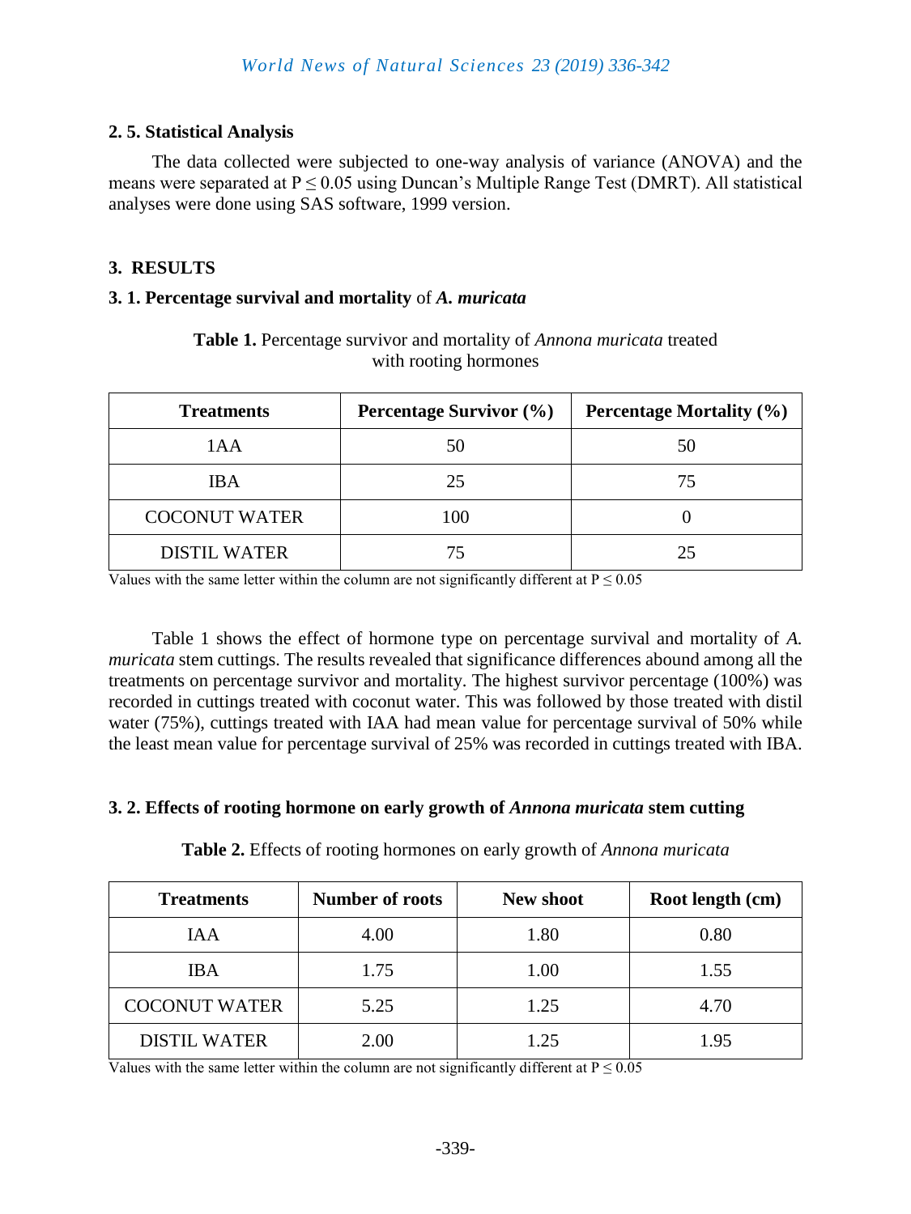### 2. 5. Statistical Analysis

The data collected were subjected to one-way analysis of variance (ANOVA) and the means were separated at $P \leq 0.05$ using Duncan's Multiple Range Test (DMRT). All statistical analyses were done using SAS software, 1999 version.

## 3. RESULTS

### 3. 1. Percentage survival and mortality of *A. muricata*

**Table 1.** Percentage survivor and mortality of *Annona muricata* treated with rooting hormones

| Treatments | Percentage Survivor (%) | Percentage Mortality (%) |
|---|---|---|
| 1AA | 50 | 50 |
| IBA | 25 | 75 |
| COCONUT WATER | 100 | 0 |
| DISTIL WATER | 75 | 25 |

Values with the same letter within the column are not significantly different at $P \leq 0.05$

Table 1 shows the effect of hormone type on percentage survival and mortality of *A. muricata* stem cuttings. The results revealed that significance differences abound among all the treatments on percentage survivor and mortality. The highest survivor percentage (100%) was recorded in cuttings treated with coconut water. This was followed by those treated with distil water (75%), cuttings treated with IAA had mean value for percentage survival of 50% while the least mean value for percentage survival of 25% was recorded in cuttings treated with IBA.

### 3. 2. Effects of rooting hormone on early growth of *Annona muricata* stem cutting

**Table 2.** Effects of rooting hormones on early growth of *Annona muricata*

| Treatments | Number of roots | New shoot | Root length (cm) |
|---|---|---|---|
| IAA | 4.00 | 1.80 | 0.80 |
| IBA | 1.75 | 1.00 | 1.55 |
| COCONUT WATER | 5.25 | 1.25 | 4.70 |
| DISTIL WATER | 2.00 | 1.25 | 1.95 |

Values with the same letter within the column are not significantly different at $P \leq 0.05$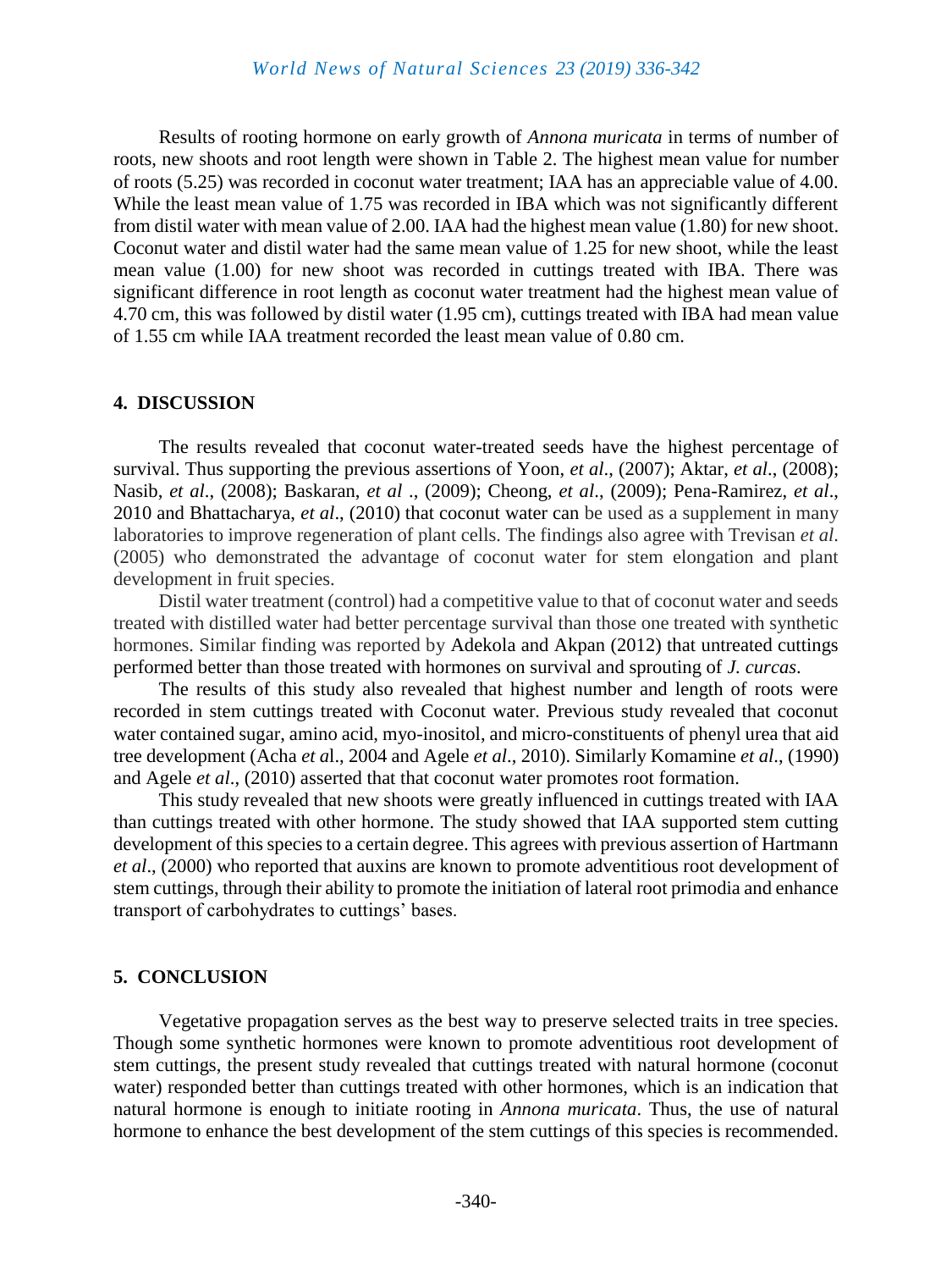Results of rooting hormone on early growth of *Annona muricata* in terms of number of roots, new shoots and root length were shown in Table 2. The highest mean value for number of roots (5.25) was recorded in coconut water treatment; IAA has an appreciable value of 4.00. While the least mean value of 1.75 was recorded in IBA which was not significantly different from distil water with mean value of 2.00. IAA had the highest mean value (1.80) for new shoot. Coconut water and distil water had the same mean value of 1.25 for new shoot, while the least mean value (1.00) for new shoot was recorded in cuttings treated with IBA. There was significant difference in root length as coconut water treatment had the highest mean value of 4.70 cm, this was followed by distil water (1.95 cm), cuttings treated with IBA had mean value of 1.55 cm while IAA treatment recorded the least mean value of 0.80 cm.

## 4. DISCUSSION

The results revealed that coconut water-treated seeds have the highest percentage of survival. Thus supporting the previous assertions of Yoon, *et al*., (2007); Aktar, *et al*., (2008); Nasib, *et al*., (2008); Baskaran, *et al* ., (2009); Cheong, *et al*., (2009); Pena-Ramirez, *et al*., 2010 and Bhattacharya, *et al*., (2010) that coconut water can be used as a supplement in many laboratories to improve regeneration of plant cells. The findings also agree with Trevisan *et al*. (2005) who demonstrated the advantage of coconut water for stem elongation and plant development in fruit species.

Distil water treatment (control) had a competitive value to that of coconut water and seeds treated with distilled water had better percentage survival than those one treated with synthetic hormones. Similar finding was reported by Adekola and Akpan (2012) that untreated cuttings performed better than those treated with hormones on survival and sprouting of *J. curcas*.

The results of this study also revealed that highest number and length of roots were recorded in stem cuttings treated with Coconut water. Previous study revealed that coconut water contained sugar, amino acid, myo-inositol, and micro-constituents of phenyl urea that aid tree development (Acha *et a*l., 2004 and Agele *et al*., 2010). Similarly Komamine *et al*., (1990) and Agele *et al*., (2010) asserted that that coconut water promotes root formation.

This study revealed that new shoots were greatly influenced in cuttings treated with IAA than cuttings treated with other hormone. The study showed that IAA supported stem cutting development of this species to a certain degree. This agrees with previous assertion of Hartmann *et al*., (2000) who reported that auxins are known to promote adventitious root development of stem cuttings, through their ability to promote the initiation of lateral root primodia and enhance transport of carbohydrates to cuttings' bases.

## 5. CONCLUSION

Vegetative propagation serves as the best way to preserve selected traits in tree species. Though some synthetic hormones were known to promote adventitious root development of stem cuttings, the present study revealed that cuttings treated with natural hormone (coconut water) responded better than cuttings treated with other hormones, which is an indication that natural hormone is enough to initiate rooting in *Annona muricata*. Thus, the use of natural hormone to enhance the best development of the stem cuttings of this species is recommended.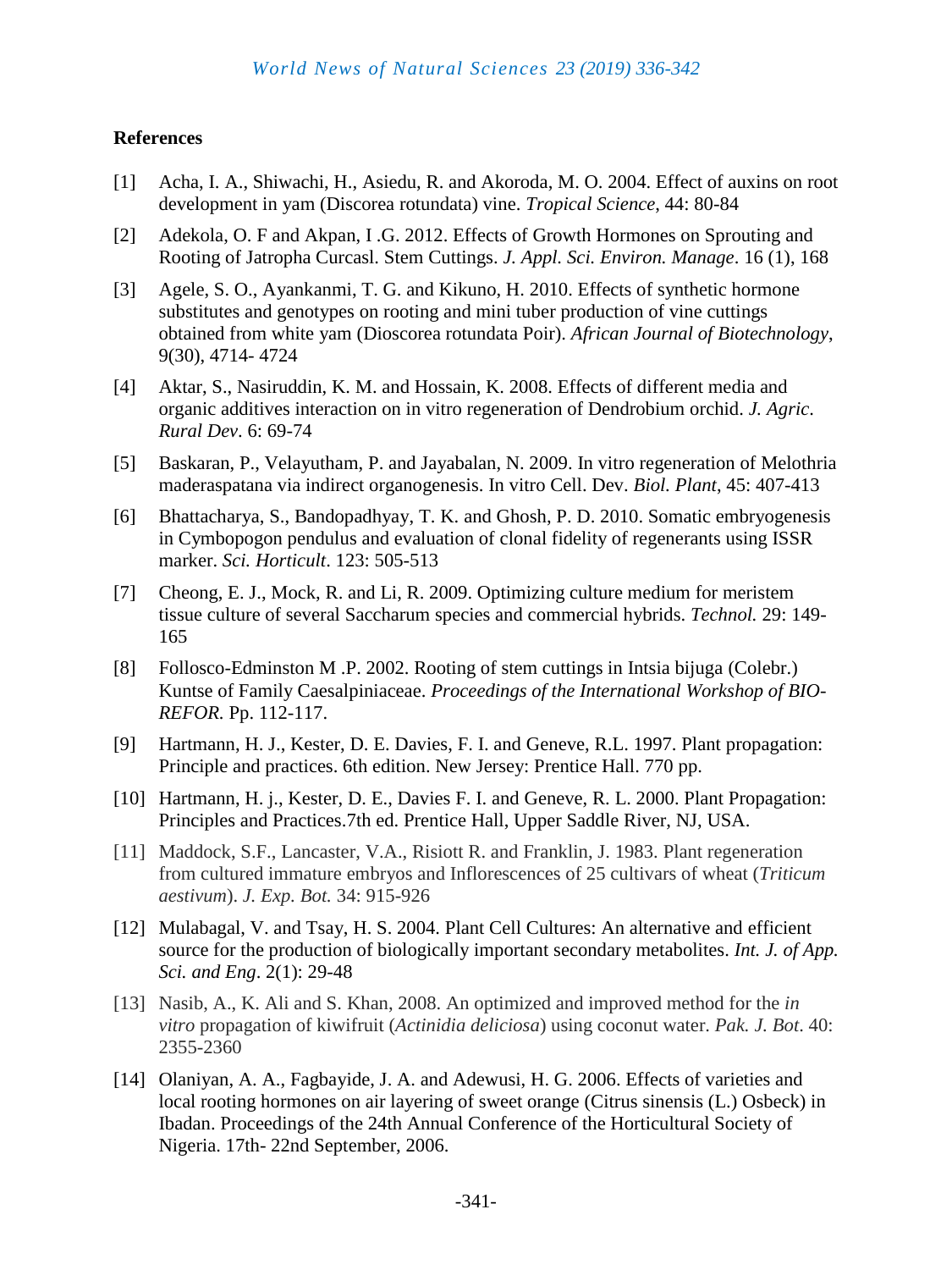## References

[1] Acha, I. A., Shiwachi, H., Asiedu, R. and Akoroda, M. O. 2004. Effect of auxins on root development in yam (Discorea rotundata) vine. *Tropical Science*, 44: 80-84

[2] Adekola, O. F and Akpan, I .G. 2012. Effects of Growth Hormones on Sprouting and Rooting of Jatropha Curcasl. Stem Cuttings. *J. Appl. Sci. Environ. Manage*. 16 (1), 168

[3] Agele, S. O., Ayankanmi, T. G. and Kikuno, H. 2010. Effects of synthetic hormone substitutes and genotypes on rooting and mini tuber production of vine cuttings obtained from white yam (Dioscorea rotundata Poir). *African Journal of Biotechnology*, 9(30), 4714- 4724

[4] Aktar, S., Nasiruddin, K. M. and Hossain, K. 2008. Effects of different media and organic additives interaction on in vitro regeneration of Dendrobium orchid. *J. Agric. Rural Dev*. 6: 69-74

[5] Baskaran, P., Velayutham, P. and Jayabalan, N. 2009. In vitro regeneration of Melothria maderaspatana via indirect organogenesis. In vitro Cell. Dev. *Biol. Plant*, 45: 407-413

[6] Bhattacharya, S., Bandopadhyay, T. K. and Ghosh, P. D. 2010. Somatic embryogenesis in Cymbopogon pendulus and evaluation of clonal fidelity of regenerants using ISSR marker. *Sci. Horticult*. 123: 505-513

[7] Cheong, E. J., Mock, R. and Li, R. 2009. Optimizing culture medium for meristem tissue culture of several Saccharum species and commercial hybrids. *Technol.* 29: 149-165

[8] Follosco-Edminston M .P. 2002. Rooting of stem cuttings in Intsia bijuga (Colebr.) Kuntse of Family Caesalpiniaceae. *Proceedings of the International Workshop of BIO-REFOR.* Pp. 112-117.

[9] Hartmann, H. J., Kester, D. E. Davies, F. I. and Geneve, R.L. 1997. Plant propagation: Principle and practices. 6th edition. New Jersey: Prentice Hall. 770 pp.

[10] Hartmann, H. j., Kester, D. E., Davies F. I. and Geneve, R. L. 2000. Plant Propagation: Principles and Practices.7th ed. Prentice Hall, Upper Saddle River, NJ, USA.

[11] Maddock, S.F., Lancaster, V.A., Risiott R. and Franklin, J. 1983. Plant regeneration from cultured immature embryos and Inflorescences of 25 cultivars of wheat (*Triticum aestivum*). *J. Exp. Bot.* 34: 915-926

[12] Mulabagal, V. and Tsay, H. S. 2004. Plant Cell Cultures: An alternative and efficient source for the production of biologically important secondary metabolites. *Int. J. of App. Sci. and Eng*. 2(1): 29-48

[13] Nasib, A., K. Ali and S. Khan, 2008. An optimized and improved method for the *in vitro* propagation of kiwifruit (*Actinidia deliciosa*) using coconut water. *Pak. J. Bot*. 40: 2355-2360

[14] Olaniyan, A. A., Fagbayide, J. A. and Adewusi, H. G. 2006. Effects of varieties and local rooting hormones on air layering of sweet orange (Citrus sinensis (L.) Osbeck) in Ibadan. Proceedings of the 24th Annual Conference of the Horticultural Society of Nigeria. 17th- 22nd September, 2006.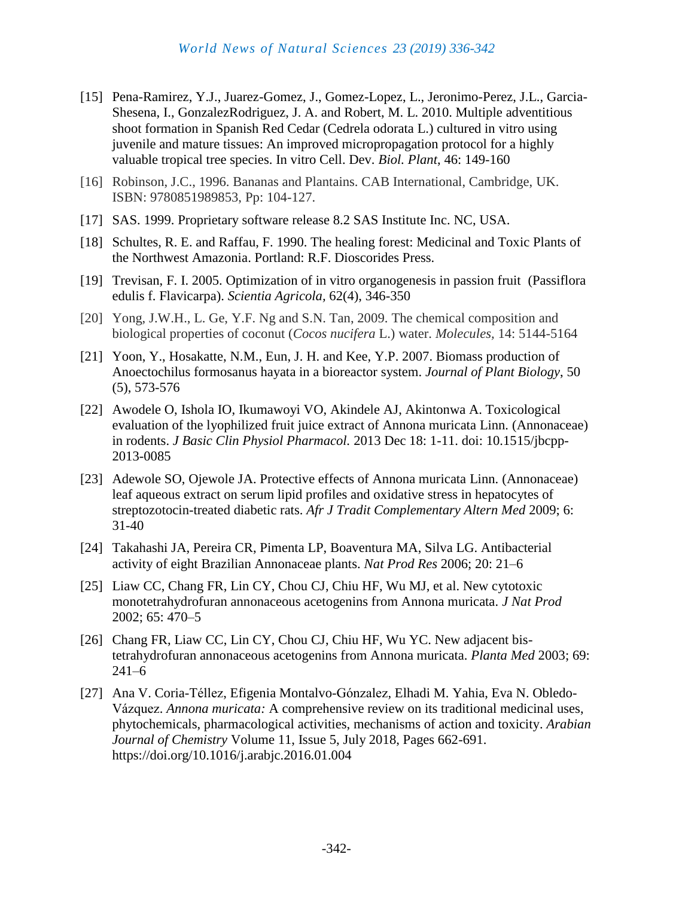[15] Pena-Ramirez, Y.J., Juarez-Gomez, J., Gomez-Lopez, L., Jeronimo-Perez, J.L., Garcia-Shesena, I., GonzalezRodriguez, J. A. and Robert, M. L. 2010. Multiple adventitious shoot formation in Spanish Red Cedar (Cedrela odorata L.) cultured in vitro using juvenile and mature tissues: An improved micropropagation protocol for a highly valuable tropical tree species. In vitro Cell. Dev. *Biol. Plant*, 46: 149-160

[16] Robinson, J.C., 1996. Bananas and Plantains. CAB International, Cambridge, UK. ISBN: 9780851989853, Pp: 104-127.

[17] SAS. 1999. Proprietary software release 8.2 SAS Institute Inc. NC, USA.

[18] Schultes, R. E. and Raffau, F. 1990. The healing forest: Medicinal and Toxic Plants of the Northwest Amazonia. Portland: R.F. Dioscorides Press.

[19] Trevisan, F. I. 2005. Optimization of in vitro organogenesis in passion fruit (Passiflora edulis f. Flavicarpa). *Scientia Agricola*, 62(4), 346-350

[20] Yong, J.W.H., L. Ge, Y.F. Ng and S.N. Tan, 2009. The chemical composition and biological properties of coconut (*Cocos nucifera* L.) water. *Molecules*, 14: 5144-5164

[21] Yoon, Y., Hosakatte, N.M., Eun, J. H. and Kee, Y.P. 2007. Biomass production of Anoectochilus formosanus hayata in a bioreactor system. *Journal of Plant Biology*, 50 (5), 573-576

[22] Awodele O, Ishola IO, Ikumawoyi VO, Akindele AJ, Akintonwa A. Toxicological evaluation of the lyophilized fruit juice extract of Annona muricata Linn. (Annonaceae) in rodents. *J Basic Clin Physiol Pharmacol.* 2013 Dec 18: 1-11. doi: 10.1515/jbcpp-2013-0085

[23] Adewole SO, Ojewole JA. Protective effects of Annona muricata Linn. (Annonaceae) leaf aqueous extract on serum lipid profiles and oxidative stress in hepatocytes of streptozotocin-treated diabetic rats. *Afr J Tradit Complementary Altern Med* 2009; 6: 31-40

[24] Takahashi JA, Pereira CR, Pimenta LP, Boaventura MA, Silva LG. Antibacterial activity of eight Brazilian Annonaceae plants. *Nat Prod Res* 2006; 20: 21–6

[25] Liaw CC, Chang FR, Lin CY, Chou CJ, Chiu HF, Wu MJ, et al. New cytotoxic monotetrahydrofuran annonaceous acetogenins from Annona muricata. *J Nat Prod* 2002; 65: 470–5

[26] Chang FR, Liaw CC, Lin CY, Chou CJ, Chiu HF, Wu YC. New adjacent bis-tetrahydrofuran annonaceous acetogenins from Annona muricata. *Planta Med* 2003; 69: 241–6

[27] Ana V. Coria-Téllez, Efigenia Montalvo-Gónzalez, Elhadi M. Yahia, Eva N. Obledo-Vázquez. *Annona muricata:* A comprehensive review on its traditional medicinal uses, phytochemicals, pharmacological activities, mechanisms of action and toxicity. *Arabian Journal of Chemistry* Volume 11, Issue 5, July 2018, Pages 662-691. https://doi.org/10.1016/j.arabjc.2016.01.004